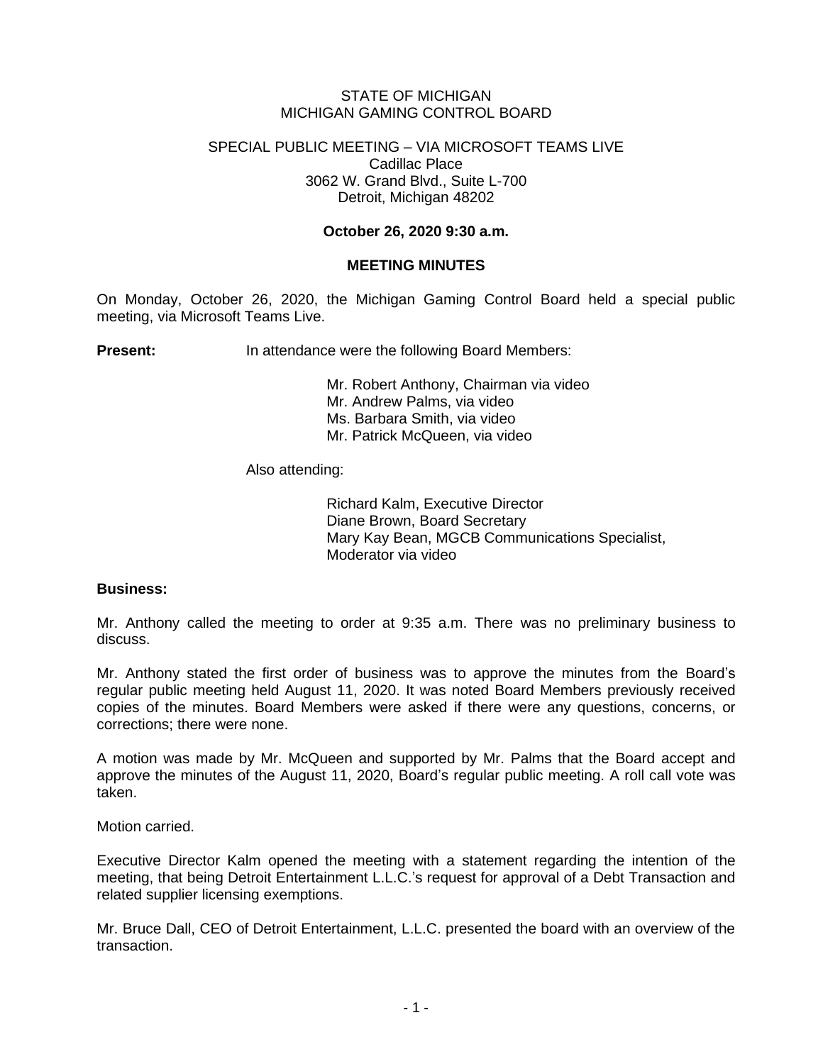STATE OF MICHIGAN
MICHIGAN GAMING CONTROL BOARD

SPECIAL PUBLIC MEETING – VIA MICROSOFT TEAMS LIVE
Cadillac Place
3062 W. Grand Blvd., Suite L-700
Detroit, Michigan 48202

**October 26, 2020 9:30 a.m.**

**MEETING MINUTES**

On Monday, October 26, 2020, the Michigan Gaming Control Board held a special public meeting, via Microsoft Teams Live.

**Present:** In attendance were the following Board Members:

Mr. Robert Anthony, Chairman via video
Mr. Andrew Palms, via video
Ms. Barbara Smith, via video
Mr. Patrick McQueen, via video

Also attending:

Richard Kalm, Executive Director
Diane Brown, Board Secretary
Mary Kay Bean, MGCB Communications Specialist, Moderator via video

**Business:**

Mr. Anthony called the meeting to order at 9:35 a.m. There was no preliminary business to discuss.

Mr. Anthony stated the first order of business was to approve the minutes from the Board's regular public meeting held August 11, 2020. It was noted Board Members previously received copies of the minutes. Board Members were asked if there were any questions, concerns, or corrections; there were none.

A motion was made by Mr. McQueen and supported by Mr. Palms that the Board accept and approve the minutes of the August 11, 2020, Board's regular public meeting. A roll call vote was taken.

Motion carried.

Executive Director Kalm opened the meeting with a statement regarding the intention of the meeting, that being Detroit Entertainment L.L.C.'s request for approval of a Debt Transaction and related supplier licensing exemptions.

Mr. Bruce Dall, CEO of Detroit Entertainment, L.L.C. presented the board with an overview of the transaction.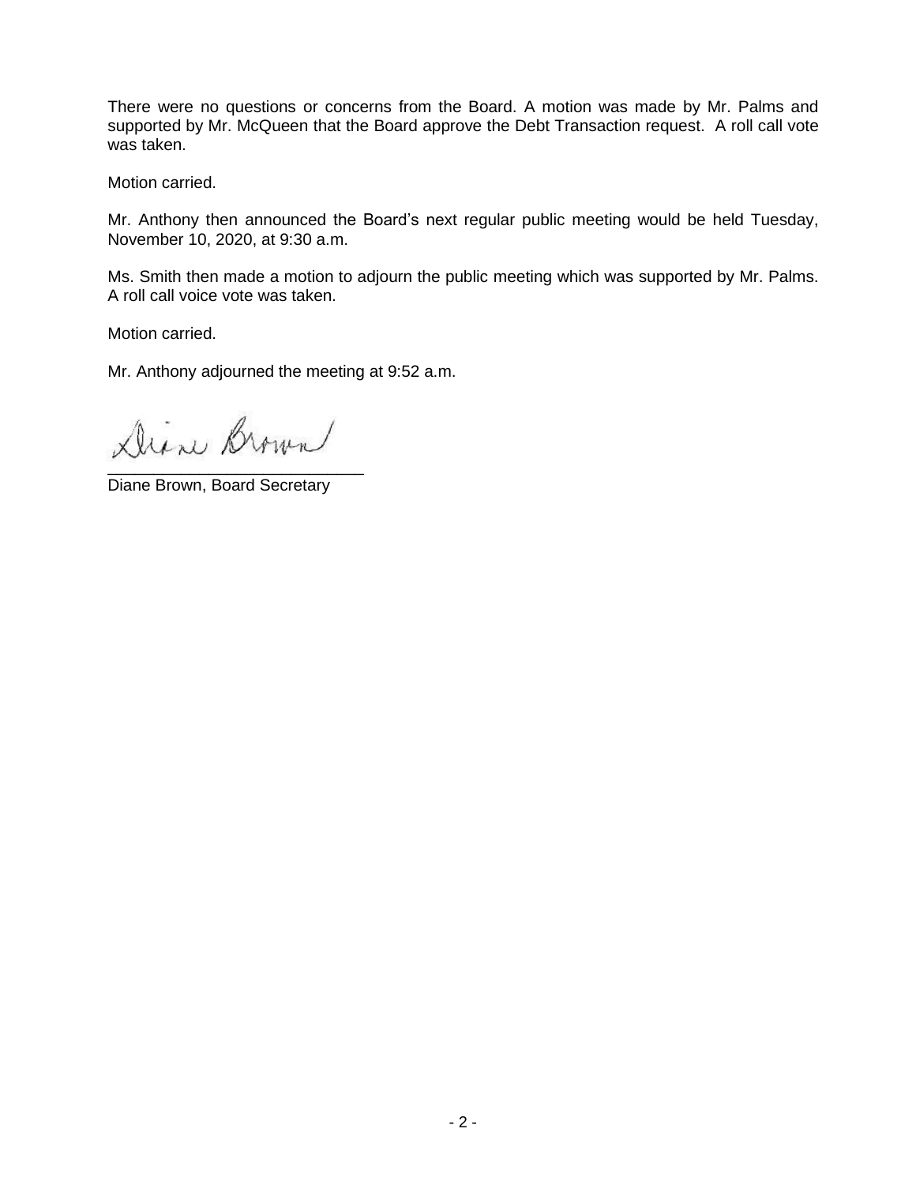There were no questions or concerns from the Board. A motion was made by Mr. Palms and supported by Mr. McQueen that the Board approve the Debt Transaction request. A roll call vote was taken.

Motion carried.

Mr. Anthony then announced the Board's next regular public meeting would be held Tuesday, November 10, 2020, at 9:30 a.m.

Ms. Smith then made a motion to adjourn the public meeting which was supported by Mr. Palms. A roll call voice vote was taken.

Motion carried.

Mr. Anthony adjourned the meeting at 9:52 a.m.

Diane Brown

\_\_\_\_\_\_\_\_\_\_\_\_\_\_\_\_\_\_\_\_\_\_\_\_\_\_\_\_

Diane Brown, Board Secretary